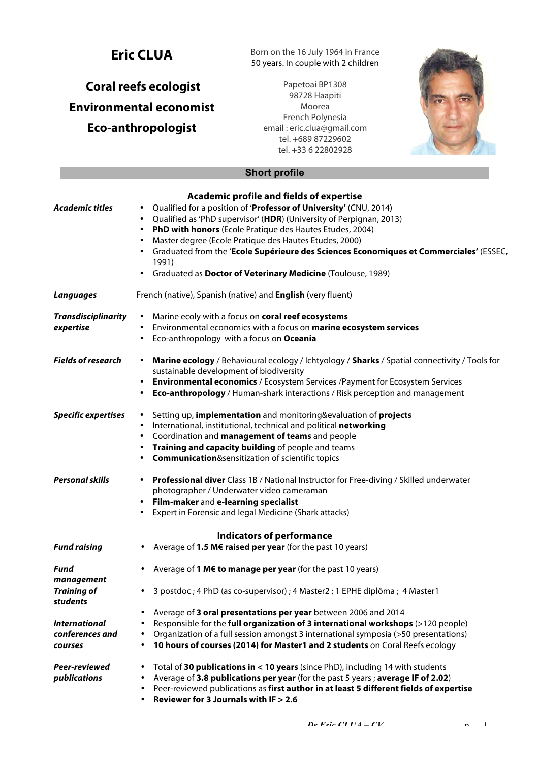# Eric CLUA

## Coral reefs ecologist
## Environmental economist
## Eco-anthropologist

Born on the 16 July 1964 in France
50 years. In couple with 2 children

Papetoai BP1308
98728 Haapiti
Moorea
French Polynesia
email : eric.clua@gmail.com
tel. +689 87229602
tel. +33 6 22802928

## Short profile

### Academic profile and fields of expertise

***Academic titles***

- Qualified for a position of '**Professor of University'** (CNU, 2014)
- Qualified as 'PhD supervisor' (**HDR**) (University of Perpignan, 2013)
- **PhD with honors** (Ecole Pratique des Hautes Etudes, 2004)
- Master degree (Ecole Pratique des Hautes Etudes, 2000)
- Graduated from the '**Ecole Supérieure des Sciences Economiques et Commerciales'** (ESSEC, 1991)
- Graduated as **Doctor of Veterinary Medicine** (Toulouse, 1989)

***Languages***

French (native), Spanish (native) and **English** (very fluent)

***Transdisciplinarity expertise***

- Marine ecoly with a focus on **coral reef ecosystems**
- Environmental economics with a focus on **marine ecosystem services**
- Eco-anthropology with a focus on **Oceania**

***Fields of research***

- **Marine ecology** / Behavioural ecology / Ichtyology / **Sharks** / Spatial connectivity / Tools for sustainable development of biodiversity
- **Environmental economics** / Ecosystem Services /Payment for Ecosystem Services
- **Eco-anthropology** / Human-shark interactions / Risk perception and management

***Specific expertises***

- Setting up, **implementation** and monitoring&evaluation of **projects**
- International, institutional, technical and political **networking**
- Coordination and **management of teams** and people
- **Training and capacity building** of people and teams
- **Communication**&sensitization of scientific topics

***Personal skills***

- **Professional diver** Class 1B / National Instructor for Free-diving / Skilled underwater photographer / Underwater video cameraman
- **Film-maker** and **e-learning specialist**
- Expert in Forensic and legal Medicine (Shark attacks)

### Indicators of performance

***Fund raising***

- Average of **1.5 M€ raised per year** (for the past 10 years)

***Fund management***

- Average of **1 M€ to manage per year** (for the past 10 years)

***Training of students***

- 3 postdoc ; 4 PhD (as co-supervisor) ; 4 Master2 ; 1 EPHE diplôma ; 4 Master1

***International conferences and courses***

- Average of **3 oral presentations per year** between 2006 and 2014
- Responsible for the **full organization of 3 international workshops** (>120 people)
- Organization of a full session amongst 3 international symposia (>50 presentations)
- **10 hours of courses (2014) for Master1 and 2 students** on Coral Reefs ecology

***Peer-reviewed publications***

- Total of **30 publications in < 10 years** (since PhD), including 14 with students
- Average of **3.8 publications per year** (for the past 5 years ; **average IF of 2.02**)
- Peer-reviewed publications as **first author in at least 5 different fields of expertise**
- **Reviewer for 3 Journals with IF > 2.6**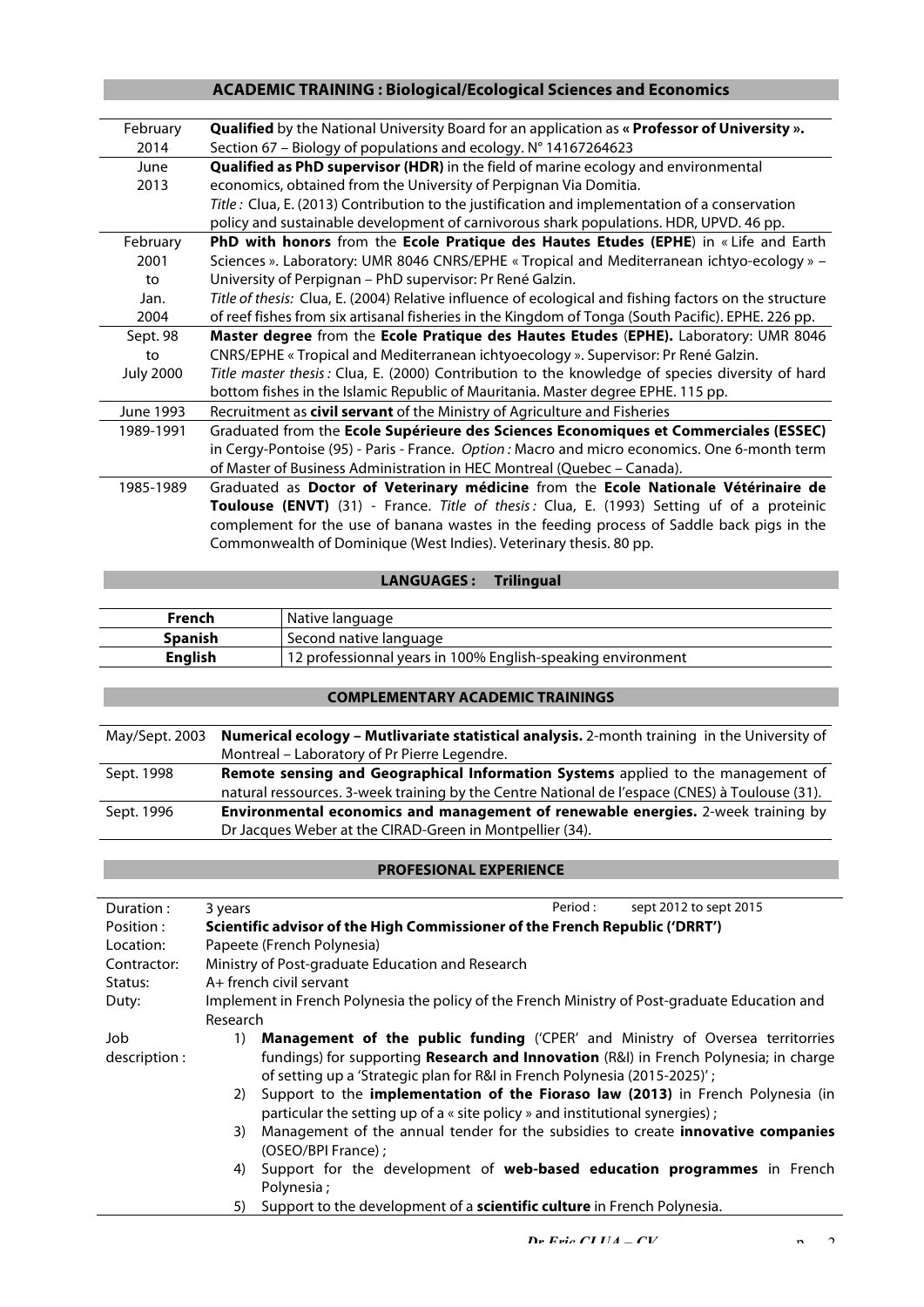## ACADEMIC TRAINING : Biological/Ecological Sciences and Economics

| | |
|---|---|
| February 2014 | **Qualified** by the National University Board for an application as **« Professor of University ».** Section 67 – Biology of populations and ecology. N° 14167264623 |
| June 2013 | **Qualified as PhD supervisor (HDR)** in the field of marine ecology and environmental economics, obtained from the University of Perpignan Via Domitia. *Title :* Clua, E. (2013) Contribution to the justification and implementation of a conservation policy and sustainable development of carnivorous shark populations. HDR, UPVD. 46 pp. |
| February 2001 to Jan. 2004 | **PhD with honors** from the **Ecole Pratique des Hautes Etudes (EPHE**) in « Life and Earth Sciences ». Laboratory: UMR 8046 CNRS/EPHE « Tropical and Mediterranean ichtyo-ecology » – University of Perpignan – PhD supervisor: Pr René Galzin. *Title of thesis:* Clua, E. (2004) Relative influence of ecological and fishing factors on the structure of reef fishes from six artisanal fisheries in the Kingdom of Tonga (South Pacific). EPHE. 226 pp. |
| Sept. 98 to July 2000 | **Master degree** from the **Ecole Pratique des Hautes Etudes** (**EPHE).** Laboratory: UMR 8046 CNRS/EPHE « Tropical and Mediterranean ichtyoecology ». Supervisor: Pr René Galzin. *Title master thesis :* Clua, E. (2000) Contribution to the knowledge of species diversity of hard bottom fishes in the Islamic Republic of Mauritania. Master degree EPHE. 115 pp. |
| June 1993 | Recruitment as **civil servant** of the Ministry of Agriculture and Fisheries |
| 1989-1991 | Graduated from the **Ecole Supérieure des Sciences Economiques et Commerciales (ESSEC)** in Cergy-Pontoise (95) - Paris - France. *Option :* Macro and micro economics. One 6-month term of Master of Business Administration in HEC Montreal (Quebec – Canada). |
| 1985-1989 | Graduated as **Doctor of Veterinary médicine** from the **Ecole Nationale Vétérinaire de Toulouse (ENVT)** (31) - France. *Title of thesis :* Clua, E. (1993) Setting uf of a proteinic complement for the use of banana wastes in the feeding process of Saddle back pigs in the Commonwealth of Dominique (West Indies). Veterinary thesis. 80 pp. |

## LANGUAGES : Trilingual

| | |
|---|---|
| **French** | Native language |
| **Spanish** | Second native language |
| **English** | 12 professionnal years in 100% English-speaking environment |

## COMPLEMENTARY ACADEMIC TRAININGS

| | |
|---|---|
| May/Sept. 2003 | **Numerical ecology – Mutlivariate statistical analysis.** 2-month training in the University of Montreal – Laboratory of Pr Pierre Legendre. |
| Sept. 1998 | **Remote sensing and Geographical Information Systems** applied to the management of natural ressources. 3-week training by the Centre National de l'espace (CNES) à Toulouse (31). |
| Sept. 1996 | **Environmental economics and management of renewable energies.** 2-week training by Dr Jacques Weber at the CIRAD-Green in Montpellier (34). |

## PROFESIONAL EXPERIENCE

| | |
|---|---|
| Duration : | 3 years — Period : sept 2012 to sept 2015 |
| Position : | **Scientific advisor of the High Commissioner of the French Republic ('DRRT')** |
| Location: | Papeete (French Polynesia) |
| Contractor: | Ministry of Post-graduate Education and Research |
| Status: | A+ french civil servant |
| Duty: | Implement in French Polynesia the policy of the French Ministry of Post-graduate Education and Research |
| Job description : | 1) **Management of the public funding** ('CPER' and Ministry of Oversea territorries fundings) for supporting **Research and Innovation** (R&I) in French Polynesia; in charge of setting up a 'Strategic plan for R&I in French Polynesia (2015-2025)' ; 2) Support to the **implementation of the Fioraso law (2013)** in French Polynesia (in particular the setting up of a « site policy » and institutional synergies) ; 3) Management of the annual tender for the subsidies to create **innovative companies** (OSEO/BPI France) ; 4) Support for the development of **web-based education programmes** in French Polynesia ; 5) Support to the development of a **scientific culture** in French Polynesia. |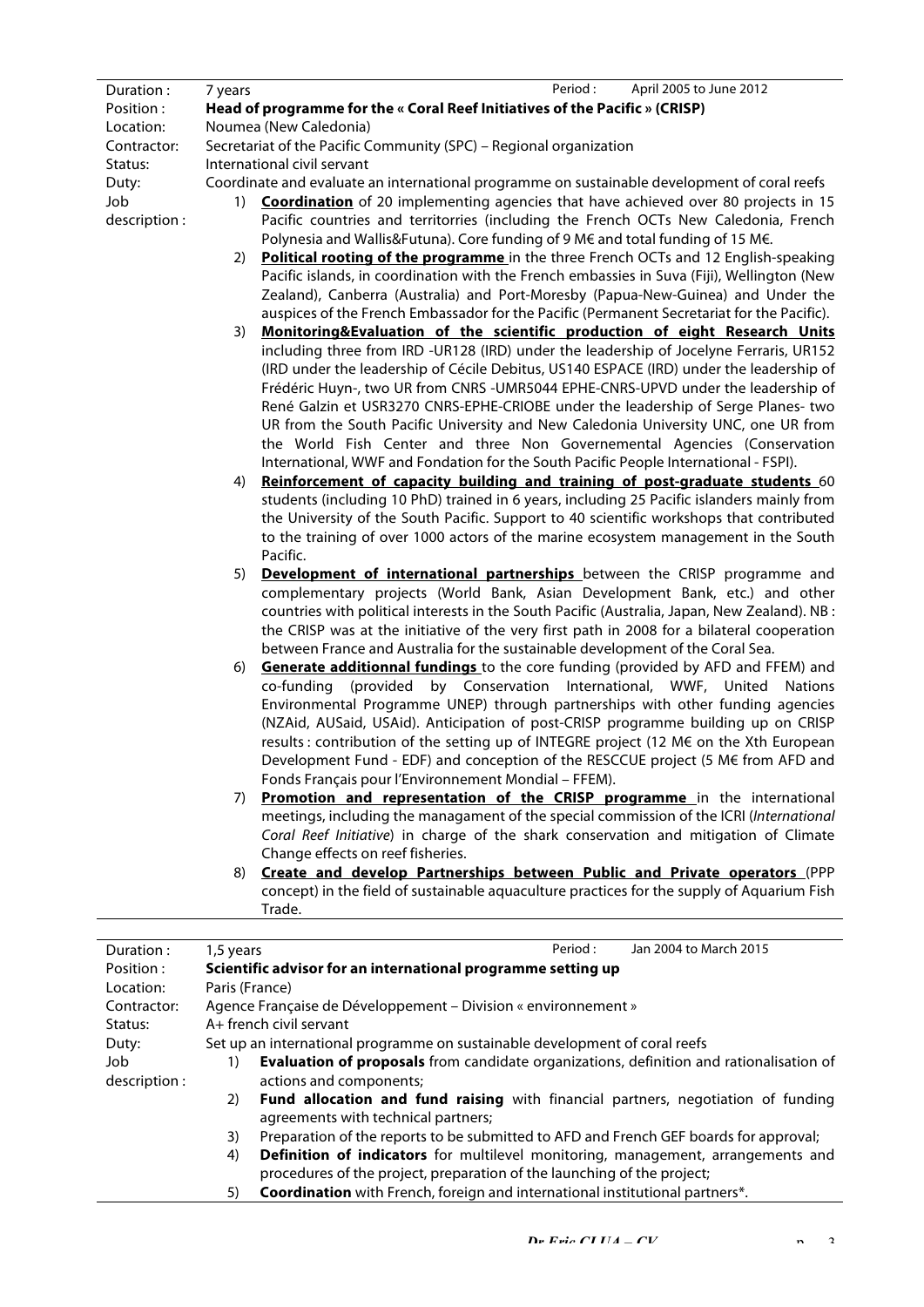| | | | |
|---|---|---|---|
| Duration : | 7 years | Period : | April 2005 to June 2012 |
| Position : | **Head of programme for the « Coral Reef Initiatives of the Pacific » (CRISP)** | | |
| Location: | Noumea (New Caledonia) | | |
| Contractor: | Secretariat of the Pacific Community (SPC) – Regional organization | | |
| Status: | International civil servant | | |
| Duty: | Coordinate and evaluate an international programme on sustainable development of coral reefs | | |

Job description :

1) **Coordination** of 20 implementing agencies that have achieved over 80 projects in 15 Pacific countries and territorries (including the French OCTs New Caledonia, French Polynesia and Wallis&Futuna). Core funding of 9 M€ and total funding of 15 M€.
2) **Political rooting of the programme** in the three French OCTs and 12 English-speaking Pacific islands, in coordination with the French embassies in Suva (Fiji), Wellington (New Zealand), Canberra (Australia) and Port-Moresby (Papua-New-Guinea) and Under the auspices of the French Embassador for the Pacific (Permanent Secretariat for the Pacific).
3) **Monitoring&Evaluation of the scientific production of eight Research Units** including three from IRD -UR128 (IRD) under the leadership of Jocelyne Ferraris, UR152 (IRD under the leadership of Cécile Debitus, US140 ESPACE (IRD) under the leadership of Frédéric Huyn-, two UR from CNRS -UMR5044 EPHE-CNRS-UPVD under the leadership of René Galzin et USR3270 CNRS-EPHE-CRIOBE under the leadership of Serge Planes- two UR from the South Pacific University and New Caledonia University UNC, one UR from the World Fish Center and three Non Governemental Agencies (Conservation International, WWF and Fondation for the South Pacific People International - FSPI).
4) **Reinforcement of capacity building and training of post-graduate students** 60 students (including 10 PhD) trained in 6 years, including 25 Pacific islanders mainly from the University of the South Pacific. Support to 40 scientific workshops that contributed to the training of over 1000 actors of the marine ecosystem management in the South Pacific.
5) **Development of international partnerships** between the CRISP programme and complementary projects (World Bank, Asian Development Bank, etc.) and other countries with political interests in the South Pacific (Australia, Japan, New Zealand). NB : the CRISP was at the initiative of the very first path in 2008 for a bilateral cooperation between France and Australia for the sustainable development of the Coral Sea.
6) **Generate additionnal fundings** to the core funding (provided by AFD and FFEM) and co-funding (provided by Conservation International, WWF, United Nations Environmental Programme UNEP) through partnerships with other funding agencies (NZAid, AUSaid, USAid). Anticipation of post-CRISP programme building up on CRISP results : contribution of the setting up of INTEGRE project (12 M€ on the Xth European Development Fund - EDF) and conception of the RESCCUE project (5 M€ from AFD and Fonds Français pour l'Environnement Mondial – FFEM).
7) **Promotion and representation of the CRISP programme** in the international meetings, including the managament of the special commission of the ICRI (*International Coral Reef Initiative*) in charge of the shark conservation and mitigation of Climate Change effects on reef fisheries.
8) **Create and develop Partnerships between Public and Private operators** (PPP concept) in the field of sustainable aquaculture practices for the supply of Aquarium Fish Trade.

| | | | |
|---|---|---|---|
| Duration : | 1,5 years | Period : | Jan 2004 to March 2015 |
| Position : | **Scientific advisor for an international programme setting up** | | |
| Location: | Paris (France) | | |
| Contractor: | Agence Française de Développement – Division « environnement » | | |
| Status: | A+ french civil servant | | |
| Duty: | Set up an international programme on sustainable development of coral reefs | | |

Job description :

1) **Evaluation of proposals** from candidate organizations, definition and rationalisation of actions and components;
2) **Fund allocation and fund raising** with financial partners, negotiation of funding agreements with technical partners;
3) Preparation of the reports to be submitted to AFD and French GEF boards for approval;
4) **Definition of indicators** for multilevel monitoring, management, arrangements and procedures of the project, preparation of the launching of the project;
5) **Coordination** with French, foreign and international institutional partners*.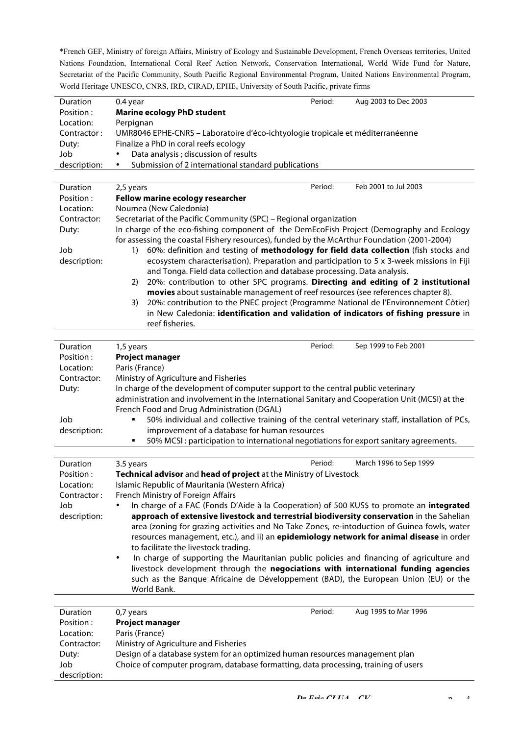*French GEF, Ministry of foreign Affairs, Ministry of Ecology and Sustainable Development, French Overseas territories, United Nations Foundation, International Coral Reef Action Network, Conservation International, World Wide Fund for Nature, Secretariat of the Pacific Community, South Pacific Regional Environmental Program, United Nations Environmental Program, World Heritage UNESCO, CNRS, IRD, CIRAD, EPHE, University of South Pacific, private firms

| | | | |
|---|---|---|---|
| Duration | 0.4 year | Period: | Aug 2003 to Dec 2003 |
| Position : | **Marine ecology PhD student** | | |
| Location: | Perpignan | | |
| Contractor : | UMR8046 EPHE-CNRS – Laboratoire d'éco-ichtyologie tropicale et méditerranéenne | | |
| Duty: | Finalize a PhD in coral reefs ecology | | |
| Job description: | • Data analysis ; discussion of results<br>• Submission of 2 international standard publications | | |

| | | | |
|---|---|---|---|
| Duration | 2,5 years | Period: | Feb 2001 to Jul 2003 |
| Position : | **Fellow marine ecology researcher** | | |
| Location: | Noumea (New Caledonia) | | |
| Contractor: | Secretariat of the Pacific Community (SPC) – Regional organization | | |
| Duty: | In charge of the eco-fishing component of the DemEcoFish Project (Demography and Ecology for assessing the coastal Fishery resources), funded by the McArthur Foundation (2001-2004) | | |
| Job description: | 1) 60%: definition and testing of **methodology for field data collection** (fish stocks and ecosystem characterisation). Preparation and participation to 5 x 3-week missions in Fiji and Tonga. Field data collection and database processing. Data analysis.<br>2) 20%: contribution to other SPC programs. **Directing and editing of 2 institutional movies** about sustainable management of reef resources (see references chapter 8).<br>3) 20%: contribution to the PNEC project (Programme National de l'Environnement Côtier) in New Caledonia: **identification and validation of indicators of fishing pressure** in reef fisheries. | | |

| | | | |
|---|---|---|---|
| Duration | 1,5 years | Period: | Sep 1999 to Feb 2001 |
| Position : | **Project manager** | | |
| Location: | Paris (France) | | |
| Contractor: | Ministry of Agriculture and Fisheries | | |
| Duty: | In charge of the development of computer support to the central public veterinary administration and involvement in the International Sanitary and Cooperation Unit (MCSI) at the French Food and Drug Administration (DGAL) | | |
| Job description: | ▪ 50% individual and collective training of the central veterinary staff, installation of PCs, improvement of a database for human resources<br>▪ 50% MCSI : participation to international negotiations for export sanitary agreements. | | |

| | | | |
|---|---|---|---|
| Duration | 3.5 years | Period: | March 1996 to Sep 1999 |
| Position : | **Technical advisor** and **head of project** at the Ministry of Livestock | | |
| Location: | Islamic Republic of Mauritania (Western Africa) | | |
| Contractor : | French Ministry of Foreign Affairs | | |
| Job description: | • In charge of a FAC (Fonds D'Aide à la Cooperation) of 500 KUS$ to promote an **integrated approach of extensive livestock and terrestrial biodiversity conservation** in the Sahelian area (zoning for grazing activities and No Take Zones, re-intoduction of Guinea fowls, water resources management, etc.), and ii) an **epidemiology network for animal disease** in order to facilitate the livestock trading.<br>• In charge of supporting the Mauritanian public policies and financing of agriculture and livestock development through the **negociations with international funding agencies** such as the Banque Africaine de Développement (BAD), the European Union (EU) or the World Bank. | | |

| | | | |
|---|---|---|---|
| Duration | 0,7 years | Period: | Aug 1995 to Mar 1996 |
| Position : | **Project manager** | | |
| Location: | Paris (France) | | |
| Contractor: | Ministry of Agriculture and Fisheries | | |
| Duty: | Design of a database system for an optimized human resources management plan | | |
| Job description: | Choice of computer program, database formatting, data processing, training of users | | |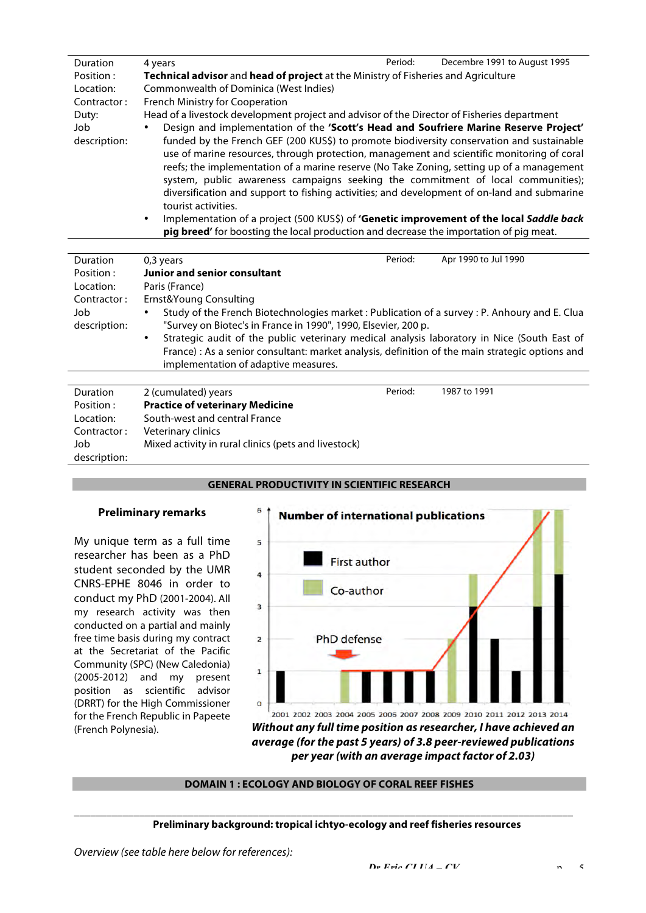| | | | |
|---|---|---|---|
| Duration | 4 years | Period: | Decembre 1991 to August 1995 |
| Position : | **Technical advisor** and **head of project** at the Ministry of Fisheries and Agriculture | | |
| Location: | Commonwealth of Dominica (West Indies) | | |
| Contractor : | French Ministry for Cooperation | | |
| Duty: | Head of a livestock development project and advisor of the Director of Fisheries department | | |
| Job description: | • Design and implementation of the **'Scott's Head and Soufriere Marine Reserve Project'** funded by the French GEF (200 KUS$) to promote biodiversity conservation and sustainable use of marine resources, through protection, management and scientific monitoring of coral reefs; the implementation of a marine reserve (No Take Zoning, setting up of a management system, public awareness campaigns seeking the commitment of local communities); diversification and support to fishing activities; and development of on-land and submarine tourist activities.<br>• Implementation of a project (500 KUS$) of **'Genetic improvement of the local *Saddle back* pig breed'** for boosting the local production and decrease the importation of pig meat. | | |

| | | | |
|---|---|---|---|
| Duration | 0,3 years | Period: | Apr 1990 to Jul 1990 |
| Position : | **Junior and senior consultant** | | |
| Location: | Paris (France) | | |
| Contractor : | Ernst&Young Consulting | | |
| Job description: | • Study of the French Biotechnologies market : Publication of a survey : P. Anhoury and E. Clua "Survey on Biotec's in France in 1990", 1990, Elsevier, 200 p.<br>• Strategic audit of the public veterinary medical analysis laboratory in Nice (South East of France) : As a senior consultant: market analysis, definition of the main strategic options and implementation of adaptive measures. | | |

| | | | |
|---|---|---|---|
| Duration | 2 (cumulated) years | Period: | 1987 to 1991 |
| Position : | **Practice of veterinary Medicine** | | |
| Location: | South-west and central France | | |
| Contractor : | Veterinary clinics | | |
| Job description: | Mixed activity in rural clinics (pets and livestock) | | |

## GENERAL PRODUCTIVITY IN SCIENTIFIC RESEARCH

### Preliminary remarks

My unique term as a full time researcher has been as a PhD student seconded by the UMR CNRS-EPHE 8046 in order to conduct my PhD (2001-2004). All my research activity was then conducted on a partial and mainly free time basis during my contract at the Secretariat of the Pacific Community (SPC) (New Caledonia) (2005-2012) and my present position as scientific advisor (DRRT) for the High Commissioner for the French Republic in Papeete (French Polynesia).

**Number of international publications**

| Year | First author | Co-author |
|---|---|---|
| 2001 | 1 | 0 |
| 2002 | 0 | 0 |
| 2003 | 0 | 0 |
| 2004 | 0 | 1 |
| 2005 | 1 | 0 |
| 2006 | 1 | 0 |
| 2007 | 1 | 0 |
| 2008 | 1 | 0 |
| 2009 | 0 | 2 |
| 2010 | 3 | 1 |
| 2011 | 2 | 0 |
| 2012 | 1 | 0 |
| 2013 | 3 | 3 |
| 2014 | 4 | 2 |

(PhD defense marked at 2004)

***Without any full time position as researcher, I have achieved an average (for the past 5 years) of 3.8 peer-reviewed publications per year (with an average impact factor of 2.03)***

## DOMAIN 1 : ECOLOGY AND BIOLOGY OF CORAL REEF FISHES

**Preliminary background: tropical ichtyo-ecology and reef fisheries resources**

*Overview (see table here below for references):*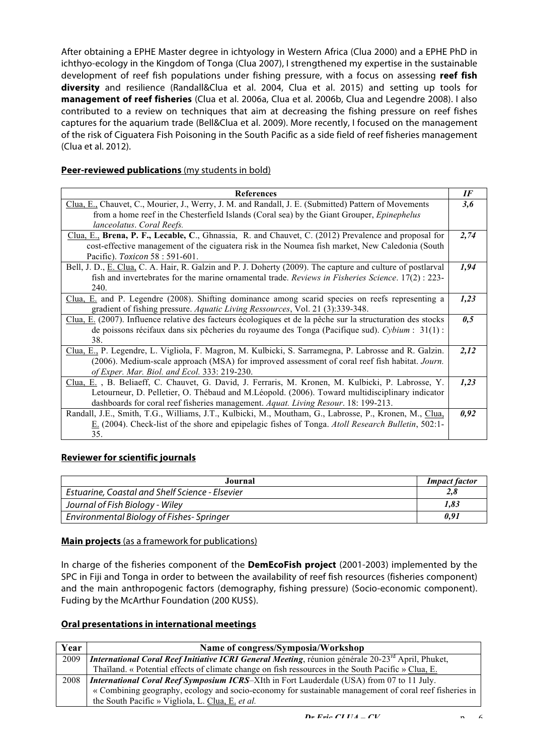After obtaining a EPHE Master degree in ichtyology in Western Africa (Clua 2000) and a EPHE PhD in ichthyo-ecology in the Kingdom of Tonga (Clua 2007), I strengthened my expertise in the sustainable development of reef fish populations under fishing pressure, with a focus on assessing **reef fish diversity** and resilience (Randall&Clua et al. 2004, Clua et al. 2015) and setting up tools for **management of reef fisheries** (Clua et al. 2006a, Clua et al. 2006b, Clua and Legendre 2008). I also contributed to a review on techniques that aim at decreasing the fishing pressure on reef fishes captures for the aquarium trade (Bell&Clua et al. 2009). More recently, I focused on the management of the risk of Ciguatera Fish Poisoning in the South Pacific as a side field of reef fisheries management (Clua et al. 2012).

## Peer-reviewed publications (my students in bold)

| References | IF |
|---|---|
| Clua, E., Chauvet, C., Mourier, J., Werry, J. M. and Randall, J. E. (Submitted) Pattern of Movements from a home reef in the Chesterfield Islands (Coral sea) by the Giant Grouper, *Epinephelus lanceolatus*. *Coral Reefs.* | ***3,6*** |
| Clua, E., **Brena, P. F., Lecable, C**., Ghnassia, R. and Chauvet, C. (2012) Prevalence and proposal for cost-effective management of the ciguatera risk in the Noumea fish market, New Caledonia (South Pacific). *Toxicon* 58 : 591-601. | ***2,74*** |
| Bell, J. D., E. Clua, C. A. Hair, R. Galzin and P. J. Doherty (2009). The capture and culture of postlarval fish and invertebrates for the marine ornamental trade. *Reviews in Fisheries Science*. 17(2) : 223-240. | ***1,94*** |
| Clua, E. and P. Legendre (2008). Shifting dominance among scarid species on reefs representing a gradient of fishing pressure. *Aquatic Living Ressources*, Vol. 21 (3):339-348. | ***1,23*** |
| Clua, E. (2007). Influence relative des facteurs écologiques et de la pêche sur la structuration des stocks de poissons récifaux dans six pêcheries du royaume des Tonga (Pacifique sud). *Cybium* : 31(1) : 38. | ***0,5*** |
| Clua, E., P. Legendre, L. Vigliola, F. Magron, M. Kulbicki, S. Sarramegna, P. Labrosse and R. Galzin. (2006). Medium-scale approach (MSA) for improved assessment of coral reef fish habitat. *Journ. of Exper. Mar. Biol. and Ecol.* 333: 219-230. | ***2,12*** |
| Clua, E. , B. Beliaeff, C. Chauvet, G. David, J. Ferraris, M. Kronen, M. Kulbicki, P. Labrosse, Y. Letourneur, D. Pelletier, O. Thébaud and M.Léopold. (2006). Toward multidisciplinary indicator dashboards for coral reef fisheries management. *Aquat. Living Resour*. 18: 199-213. | ***1,23*** |
| Randall, J.E., Smith, T.G., Williams, J.T., Kulbicki, M., Moutham, G., Labrosse, P., Kronen, M., Clua, E. (2004). Check-list of the shore and epipelagic fishes of Tonga. *Atoll Research Bulletin*, 502:1-35. | ***0,92*** |

## Reviewer for scientific journals

| Journal | *Impact factor* |
|---|---|
| *Estuarine, Coastal and Shelf Science - Elsevier* | ***2,8*** |
| *Journal of Fish Biology - Wiley* | ***1,83*** |
| *Environmental Biology of Fishes- Springer* | ***0,91*** |

## Main projects (as a framework for publications)

In charge of the fisheries component of the **DemEcoFish project** (2001-2003) implemented by the SPC in Fiji and Tonga in order to between the availability of reef fish resources (fisheries component) and the main anthropogenic factors (demography, fishing pressure) (Socio-economic component). Fuding by the McArthur Foundation (200 KUS$).

## Oral presentations in international meetings

| Year | Name of congress/Symposia/Workshop |
|---|---|
| 2009 | ***International Coral Reef Initiative ICRI General Meeting***, réunion générale 20-23rd April, Phuket, Thaïland. « Potential effects of climate change on fish ressources in the South Pacific » Clua, E. |
| 2008 | ***International Coral Reef Symposium ICRS***–XIth in Fort Lauderdale (USA) from 07 to 11 July. « Combining geography, ecology and socio-economy for sustainable management of coral reef fisheries in the South Pacific » Vigliola, L. Clua, E. *et al.* |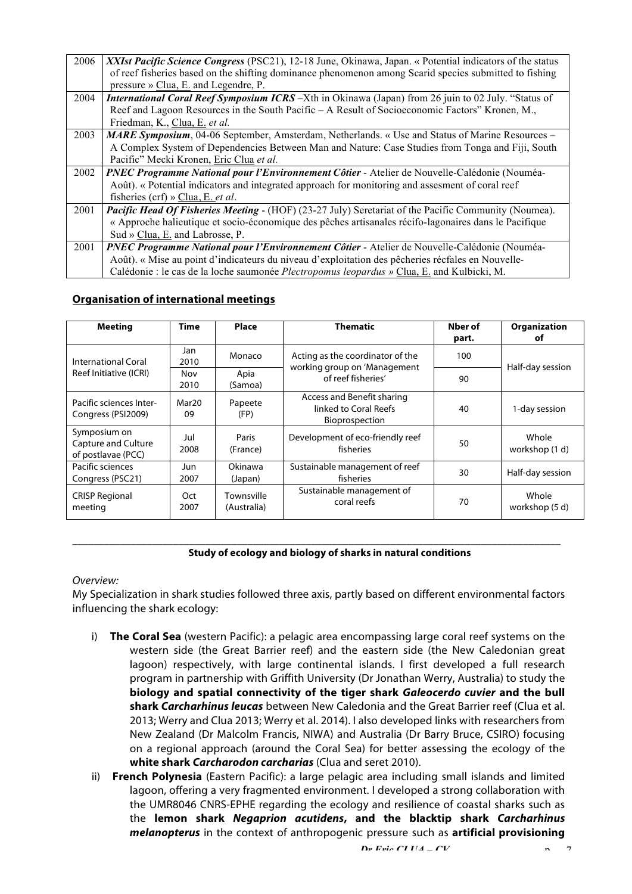| 2006 | ***XXIst Pacific Science Congress*** (PSC21), 12-18 June, Okinawa, Japan. « Potential indicators of the status of reef fisheries based on the shifting dominance phenomenon among Scarid species submitted to fishing pressure » Clua, E. and Legendre, P. |
|---|---|
| 2004 | ***International Coral Reef Symposium ICRS*** –Xth in Okinawa (Japan) from 26 juin to 02 July. "Status of Reef and Lagoon Resources in the South Pacific – A Result of Socioeconomic Factors" Kronen, M., Friedman, K., Clua, E. *et al.* |
| 2003 | ***MARE Symposium***, 04-06 September, Amsterdam, Netherlands. « Use and Status of Marine Resources – A Complex System of Dependencies Between Man and Nature: Case Studies from Tonga and Fiji, South Pacific" Mecki Kronen, Eric Clua *et al.* |
| 2002 | ***PNEC Programme National pour l'Environnement Côtier*** - Atelier de Nouvelle-Calédonie (Nouméa-Août). « Potential indicators and integrated approach for monitoring and assesment of coral reef fisheries (crf) » Clua, E. *et al*. |
| 2001 | ***Pacific Head Of Fisheries Meeting*** - (HOF) (23-27 July) Seretariat of the Pacific Community (Noumea). « Approche halieutique et socio-économique des pêches artisanales récifo-lagonaires dans le Pacifique Sud » Clua, E. and Labrosse, P. |
| 2001 | ***PNEC Programme National pour l'Environnement Côtier*** - Atelier de Nouvelle-Calédonie (Nouméa-Août). « Mise au point d'indicateurs du niveau d'exploitation des pêcheries récfales en Nouvelle-Calédonie : le cas de la loche saumonée *Plectropomus leopardus »* Clua, E. and Kulbicki, M. |

## Organisation of international meetings

| Meeting | Time | Place | Thematic | Nber of part. | Organization of |
|---|---|---|---|---|---|
| International Coral Reef Initiative (ICRI) | Jan 2010 | Monaco | Acting as the coordinator of the working group on 'Management of reef fisheries' | 100 | Half-day session |
| | Nov 2010 | Apia (Samoa) | | 90 | |
| Pacific sciences Inter-Congress (PSI2009) | Mar2009 | Papeete (FP) | Access and Benefit sharing linked to Coral Reefs Bioprospection | 40 | 1-day session |
| Symposium on Capture and Culture of postlavae (PCC) | Jul 2008 | Paris (France) | Development of eco-friendly reef fisheries | 50 | Whole workshop (1 d) |
| Pacific sciences Congress (PSC21) | Jun 2007 | Okinawa (Japan) | Sustainable management of reef fisheries | 30 | Half-day session |
| CRISP Regional meeting | Oct 2007 | Townsville (Australia) | Sustainable management of coral reefs | 70 | Whole workshop (5 d) |

---

**Study of ecology and biology of sharks in natural conditions**

*Overview:*

My Specialization in shark studies followed three axis, partly based on different environmental factors influencing the shark ecology:

i) **The Coral Sea** (western Pacific): a pelagic area encompassing large coral reef systems on the western side (the Great Barrier reef) and the eastern side (the New Caledonian great lagoon) respectively, with large continental islands. I first developed a full research program in partnership with Griffith University (Dr Jonathan Werry, Australia) to study the **biology and spatial connectivity of the tiger shark *Galeocerdo cuvier* and the bull shark *Carcharhinus leucas*** between New Caledonia and the Great Barrier reef (Clua et al. 2013; Werry and Clua 2013; Werry et al. 2014). I also developed links with researchers from New Zealand (Dr Malcolm Francis, NIWA) and Australia (Dr Barry Bruce, CSIRO) focusing on a regional approach (around the Coral Sea) for better assessing the ecology of the **white shark *Carcharodon carcharias*** (Clua and seret 2010).

ii) **French Polynesia** (Eastern Pacific): a large pelagic area including small islands and limited lagoon, offering a very fragmented environment. I developed a strong collaboration with the UMR8046 CNRS-EPHE regarding the ecology and resilience of coastal sharks such as the **lemon shark *Negaprion acutidens*, and the blacktip shark *Carcharhinus melanopterus*** in the context of anthropogenic pressure such as **artificial provisioning**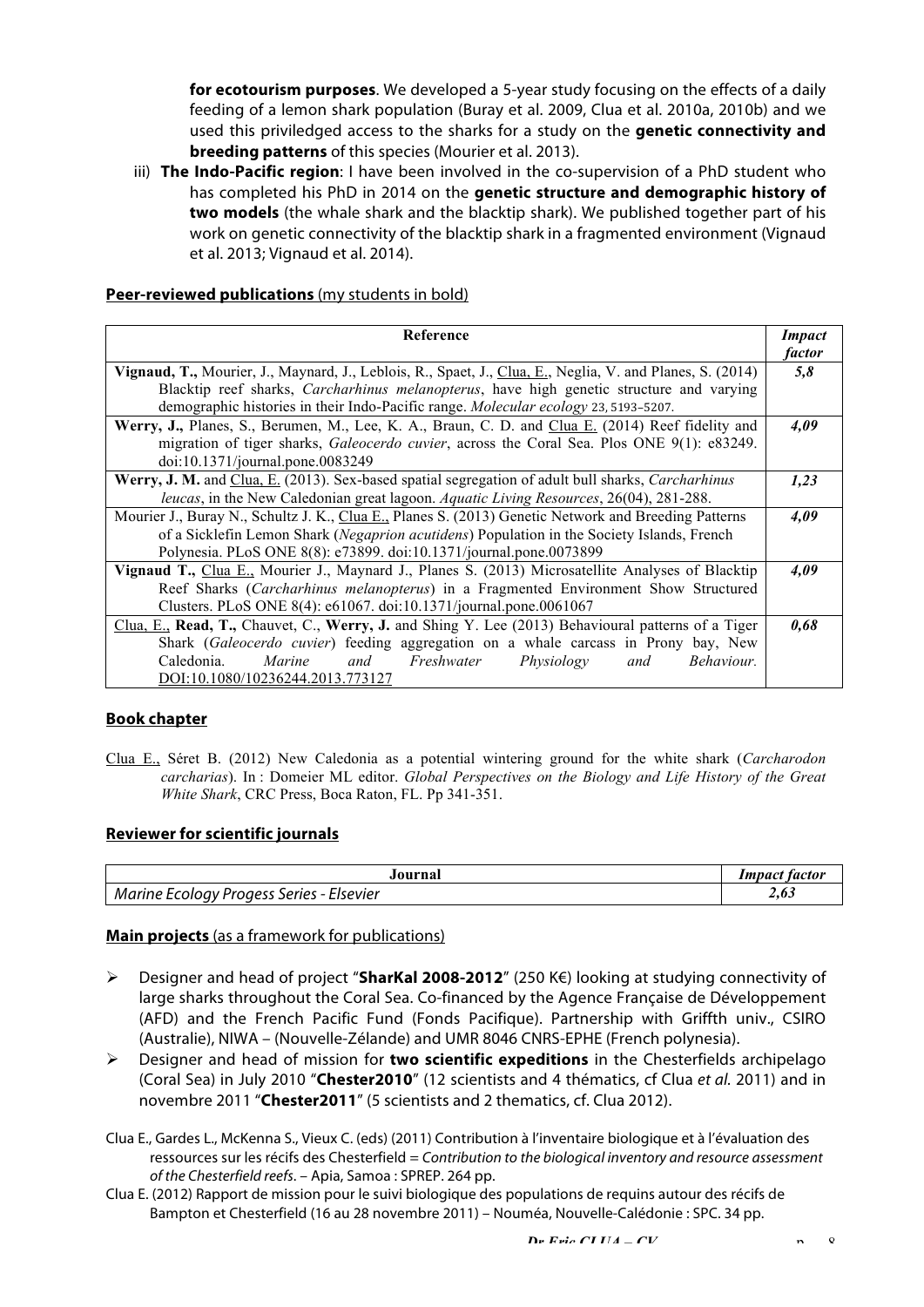**for ecotourism purposes**. We developed a 5-year study focusing on the effects of a daily feeding of a lemon shark population (Buray et al. 2009, Clua et al. 2010a, 2010b) and we used this priviledged access to the sharks for a study on the **genetic connectivity and breeding patterns** of this species (Mourier et al. 2013).

iii) **The Indo-Pacific region**: I have been involved in the co-supervision of a PhD student who has completed his PhD in 2014 on the **genetic structure and demographic history of two models** (the whale shark and the blacktip shark). We published together part of his work on genetic connectivity of the blacktip shark in a fragmented environment (Vignaud et al. 2013; Vignaud et al. 2014).

**Peer-reviewed publications** (my students in bold)

| Reference | *Impact factor* |
|---|---|
| **Vignaud, T.,** Mourier, J., Maynard, J., Leblois, R., Spaet, J., Clua, E., Neglia, V. and Planes, S. (2014) Blacktip reef sharks, *Carcharhinus melanopterus*, have high genetic structure and varying demographic histories in their Indo-Pacific range. *Molecular ecology* 23, 5193–5207. | ***5,8*** |
| **Werry, J.,** Planes, S., Berumen, M., Lee, K. A., Braun, C. D. and Clua E. (2014) Reef fidelity and migration of tiger sharks, *Galeocerdo cuvier*, across the Coral Sea. Plos ONE 9(1): e83249. doi:10.1371/journal.pone.0083249 | ***4,09*** |
| **Werry, J. M.** and Clua, E. (2013). Sex-based spatial segregation of adult bull sharks, *Carcharhinus leucas*, in the New Caledonian great lagoon. *Aquatic Living Resources*, 26(04), 281-288. | ***1,23*** |
| Mourier J., Buray N., Schultz J. K., Clua E., Planes S. (2013) Genetic Network and Breeding Patterns of a Sicklefin Lemon Shark (*Negaprion acutidens*) Population in the Society Islands, French Polynesia. PLoS ONE 8(8): e73899. doi:10.1371/journal.pone.0073899 | ***4,09*** |
| **Vignaud T.,** Clua E., Mourier J., Maynard J., Planes S. (2013) Microsatellite Analyses of Blacktip Reef Sharks (*Carcharhinus melanopterus*) in a Fragmented Environment Show Structured Clusters. PLoS ONE 8(4): e61067. doi:10.1371/journal.pone.0061067 | ***4,09*** |
| Clua, E., **Read, T.,** Chauvet, C., **Werry, J.** and Shing Y. Lee (2013) Behavioural patterns of a Tiger Shark (*Galeocerdo cuvier*) feeding aggregation on a whale carcass in Prony bay, New Caledonia. *Marine and Freshwater Physiology and Behaviour.* DOI:10.1080/10236244.2013.773127 | ***0,68*** |

**Book chapter**

Clua E., Séret B. (2012) New Caledonia as a potential wintering ground for the white shark (*Carcharodon carcharias*). In : Domeier ML editor. *Global Perspectives on the Biology and Life History of the Great White Shark*, CRC Press, Boca Raton, FL. Pp 341-351.

**Reviewer for scientific journals**

| Journal | *Impact factor* |
|---|---|
| *Marine Ecology Progess Series - Elsevier* | ***2,63*** |

**Main projects** (as a framework for publications)

- Designer and head of project "**SharKal 2008-2012**" (250 K€) looking at studying connectivity of large sharks throughout the Coral Sea. Co-financed by the Agence Française de Développement (AFD) and the French Pacific Fund (Fonds Pacifique). Partnership with Griffth univ., CSIRO (Australie), NIWA – (Nouvelle-Zélande) and UMR 8046 CNRS-EPHE (French polynesia).
- Designer and head of mission for **two scientific expeditions** in the Chesterfields archipelago (Coral Sea) in July 2010 "**Chester2010**" (12 scientists and 4 thématics, cf Clua *et al.* 2011) and in novembre 2011 "**Chester2011**" (5 scientists and 2 thematics, cf. Clua 2012).

Clua E., Gardes L., McKenna S., Vieux C. (eds) (2011) Contribution à l'inventaire biologique et à l'évaluation des ressources sur les récifs des Chesterfield = *Contribution to the biological inventory and resource assessment of the Chesterfield reefs*. – Apia, Samoa : SPREP. 264 pp.

Clua E. (2012) Rapport de mission pour le suivi biologique des populations de requins autour des récifs de Bampton et Chesterfield (16 au 28 novembre 2011) – Nouméa, Nouvelle-Calédonie : SPC. 34 pp.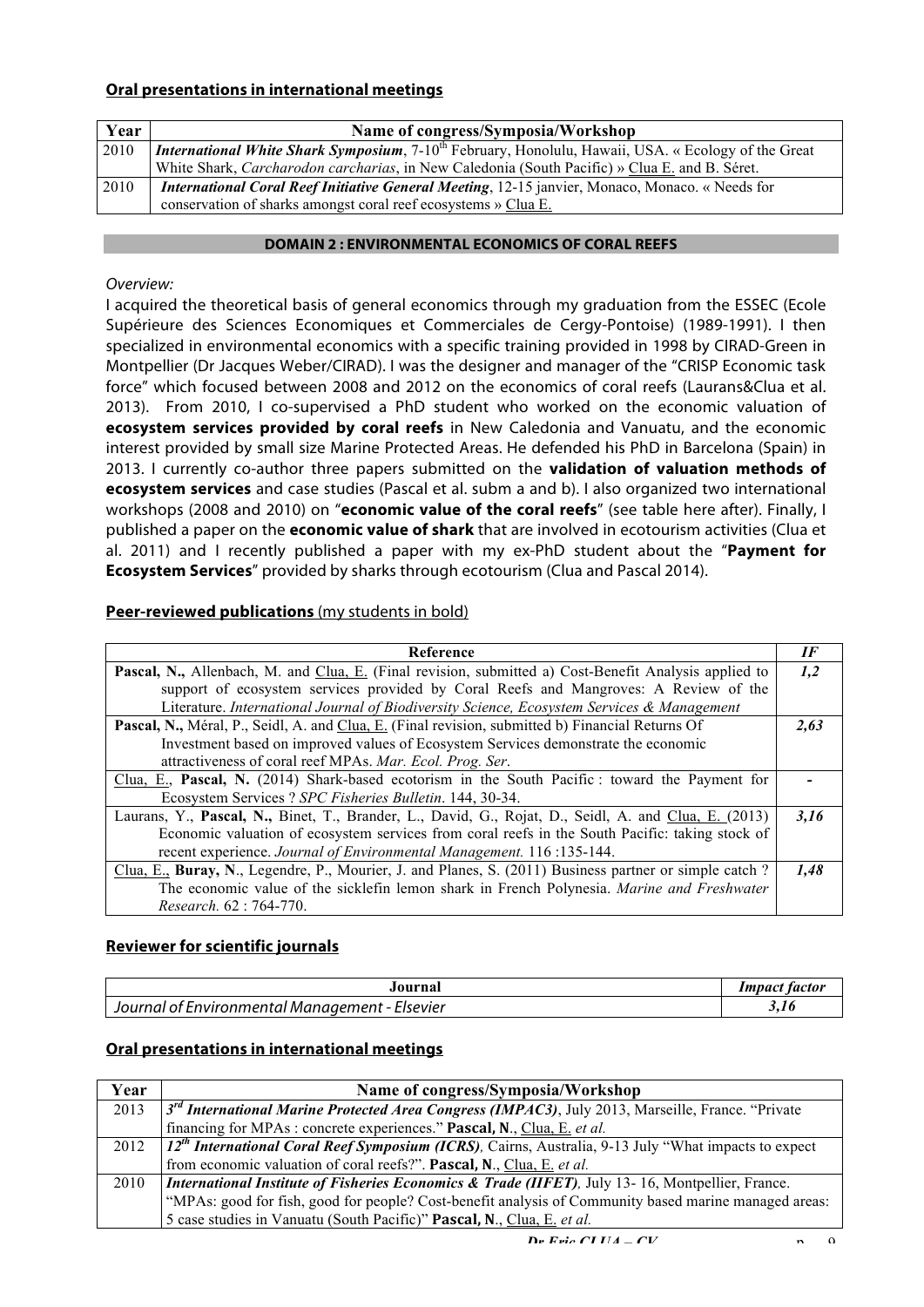### Oral presentations in international meetings

| Year | Name of congress/Symposia/Workshop |
|---|---|
| 2010 | ***International White Shark Symposium***, 7-10th February, Honolulu, Hawaii, USA. « Ecology of the Great White Shark, *Carcharodon carcharias*, in New Caledonia (South Pacific) » Clua E. and B. Séret. |
| 2010 | ***International Coral Reef Initiative General Meeting***, 12-15 janvier, Monaco, Monaco. « Needs for conservation of sharks amongst coral reef ecosystems » Clua E. |

## DOMAIN 2 : ENVIRONMENTAL ECONOMICS OF CORAL REEFS

*Overview:*

I acquired the theoretical basis of general economics through my graduation from the ESSEC (Ecole Supérieure des Sciences Economiques et Commerciales de Cergy-Pontoise) (1989-1991). I then specialized in environmental economics with a specific training provided in 1998 by CIRAD-Green in Montpellier (Dr Jacques Weber/CIRAD). I was the designer and manager of the "CRISP Economic task force" which focused between 2008 and 2012 on the economics of coral reefs (Laurans&Clua et al. 2013). From 2010, I co-supervised a PhD student who worked on the economic valuation of **ecosystem services provided by coral reefs** in New Caledonia and Vanuatu, and the economic interest provided by small size Marine Protected Areas. He defended his PhD in Barcelona (Spain) in 2013. I currently co-author three papers submitted on the **validation of valuation methods of ecosystem services** and case studies (Pascal et al. subm a and b). I also organized two international workshops (2008 and 2010) on "**economic value of the coral reefs**" (see table here after). Finally, I published a paper on the **economic value of shark** that are involved in ecotourism activities (Clua et al. 2011) and I recently published a paper with my ex-PhD student about the "**Payment for Ecosystem Services**" provided by sharks through ecotourism (Clua and Pascal 2014).

### Peer-reviewed publications (my students in bold)

| Reference | *IF* |
|---|---|
| **Pascal, N.,** Allenbach, M. and Clua, E. (Final revision, submitted a) Cost-Benefit Analysis applied to support of ecosystem services provided by Coral Reefs and Mangroves: A Review of the Literature. *International Journal of Biodiversity Science, Ecosystem Services & Management* | ***1,2*** |
| **Pascal, N.,** Méral, P., Seidl, A. and Clua, E. (Final revision, submitted b) Financial Returns Of Investment based on improved values of Ecosystem Services demonstrate the economic attractiveness of coral reef MPAs. *Mar. Ecol. Prog. Ser*. | ***2,63*** |
| Clua, E., **Pascal, N.** (2014) Shark-based ecotorism in the South Pacific : toward the Payment for Ecosystem Services ? *SPC Fisheries Bulletin*. 144, 30-34. | **-** |
| Laurans, Y., **Pascal, N.,** Binet, T., Brander, L., David, G., Rojat, D., Seidl, A. and Clua, E. (2013) Economic valuation of ecosystem services from coral reefs in the South Pacific: taking stock of recent experience. *Journal of Environmental Management.* 116 :135-144. | ***3,16*** |
| Clua, E., **Buray, N**., Legendre, P., Mourier, J. and Planes, S. (2011) Business partner or simple catch ? The economic value of the sicklefin lemon shark in French Polynesia. *Marine and Freshwater Research.* 62 : 764-770. | ***1,48*** |

### Reviewer for scientific journals

| Journal | *Impact factor* |
|---|---|
| *Journal of Environmental Management - Elsevier* | ***3,16*** |

### Oral presentations in international meetings

| Year | Name of congress/Symposia/Workshop |
|---|---|
| 2013 | ***3rd International Marine Protected Area Congress (IMPAC3)***, July 2013, Marseille, France. "Private financing for MPAs : concrete experiences." **Pascal, N**., Clua, E. *et al.* |
| 2012 | ***12th International Coral Reef Symposium (ICRS)***, Cairns, Australia, 9-13 July "What impacts to expect from economic valuation of coral reefs?". **Pascal, N**., Clua, E. *et al.* |
| 2010 | ***International Institute of Fisheries Economics & Trade (IIFET)***, July 13- 16, Montpellier, France. "MPAs: good for fish, good for people? Cost-benefit analysis of Community based marine managed areas: 5 case studies in Vanuatu (South Pacific)" **Pascal, N**., Clua, E. *et al.* |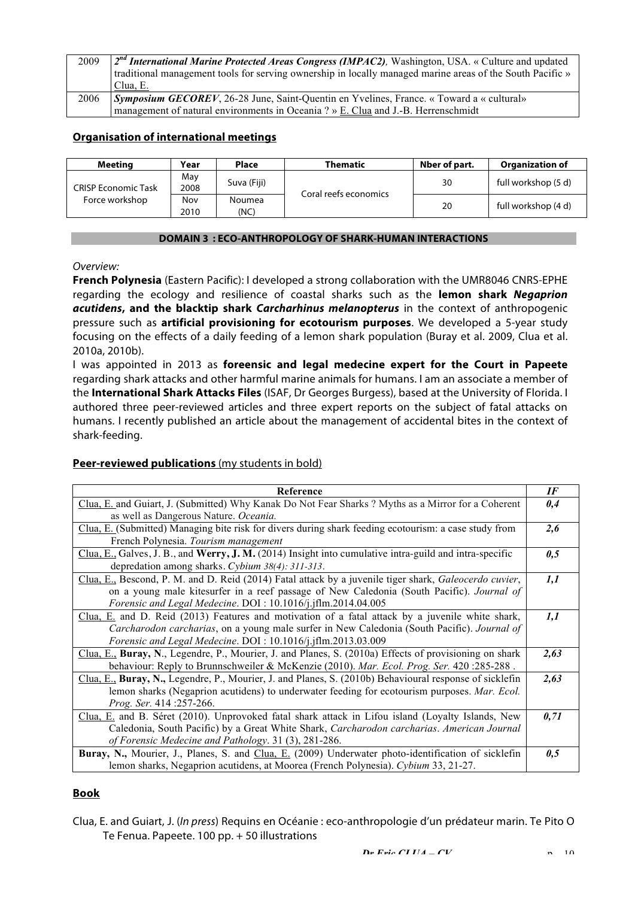| 2009 | ***2nd International Marine Protected Areas Congress (IMPAC2)***, Washington, USA. « Culture and updated traditional management tools for serving ownership in locally managed marine areas of the South Pacific » Clua, E. |
|---|---|
| 2006 | ***Symposium GECOREV***, 26-28 June, Saint-Quentin en Yvelines, France. « Toward a « cultural» management of natural environments in Oceania ? » E. Clua and J.-B. Herrenschmidt |

## Organisation of international meetings

| Meeting | Year | Place | Thematic | Nber of part. | Organization of |
|---|---|---|---|---|---|
| CRISP Economic Task Force workshop | May 2008 | Suva (Fiji) | Coral reefs economics | 30 | full workshop (5 d) |
| | Nov 2010 | Noumea (NC) | | 20 | full workshop (4 d) |

## DOMAIN 3 : ECO-ANTHROPOLOGY OF SHARK-HUMAN INTERACTIONS

*Overview:*

**French Polynesia** (Eastern Pacific): I developed a strong collaboration with the UMR8046 CNRS-EPHE regarding the ecology and resilience of coastal sharks such as the **lemon shark *Negaprion acutidens*, and the blacktip shark *Carcharhinus melanopterus*** in the context of anthropogenic pressure such as **artificial provisioning for ecotourism purposes**. We developed a 5-year study focusing on the effects of a daily feeding of a lemon shark population (Buray et al. 2009, Clua et al. 2010a, 2010b).

I was appointed in 2013 as **foreensic and legal medecine expert for the Court in Papeete** regarding shark attacks and other harmful marine animals for humans. I am an associate a member of the **International Shark Attacks Files** (ISAF, Dr Georges Burgess), based at the University of Florida. I authored three peer-reviewed articles and three expert reports on the subject of fatal attacks on humans. I recently published an article about the management of accidental bites in the context of shark-feeding.

## Peer-reviewed publications (my students in bold)

| Reference | IF |
|---|---|
| Clua, E. and Guiart, J. (Submitted) Why Kanak Do Not Fear Sharks ? Myths as a Mirror for a Coherent as well as Dangerous Nature. *Oceania.* | ***0,4*** |
| Clua, E. (Submitted) Managing bite risk for divers during shark feeding ecotourism: a case study from French Polynesia. *Tourism management* | ***2,6*** |
| Clua, E., Galves, J. B., and **Werry, J. M.** (2014) Insight into cumulative intra-guild and intra-specific depredation among sharks. *Cybium 38(4): 311-313*. | ***0,5*** |
| Clua, E., Bescond, P. M. and D. Reid (2014) Fatal attack by a juvenile tiger shark, *Galeocerdo cuvier*, on a young male kitesurfer in a reef passage of New Caledonia (South Pacific). *Journal of Forensic and Legal Medecine*. DOI : 10.1016/j.jflm.2014.04.005 | ***1,1*** |
| Clua, E. and D. Reid (2013) Features and motivation of a fatal attack by a juvenile white shark, *Carcharodon carcharias*, on a young male surfer in New Caledonia (South Pacific). *Journal of Forensic and Legal Medecine*. DOI : 10.1016/j.jflm.2013.03.009 | ***1,1*** |
| Clua, E., **Buray, N**., Legendre, P., Mourier, J. and Planes, S. (2010a) Effects of provisioning on shark behaviour: Reply to Brunnschweiler & McKenzie (2010). *Mar. Ecol. Prog. Ser.* 420 :285-288 . | ***2,63*** |
| Clua, E., **Buray, N.**, Legendre, P., Mourier, J. and Planes, S. (2010b) Behavioural response of sicklefin lemon sharks (Negaprion acutidens) to underwater feeding for ecotourism purposes. *Mar. Ecol. Prog. Ser.* 414 :257-266. | ***2,63*** |
| Clua, E. and B. Séret (2010). Unprovoked fatal shark attack in Lifou island (Loyalty Islands, New Caledonia, South Pacific) by a Great White Shark, *Carcharodon carcharias*. *American Journal of Forensic Medecine and Pathology*. 31 (3), 281-286. | ***0,71*** |
| **Buray, N.,** Mourier, J., Planes, S. and Clua, E. (2009) Underwater photo-identification of sicklefin lemon sharks, Negaprion acutidens, at Moorea (French Polynesia). *Cybium* 33, 21-27. | ***0,5*** |

## Book

Clua, E. and Guiart, J. (*In press*) Requins en Océanie : eco-anthropologie d'un prédateur marin. Te Pito O Te Fenua. Papeete. 100 pp. + 50 illustrations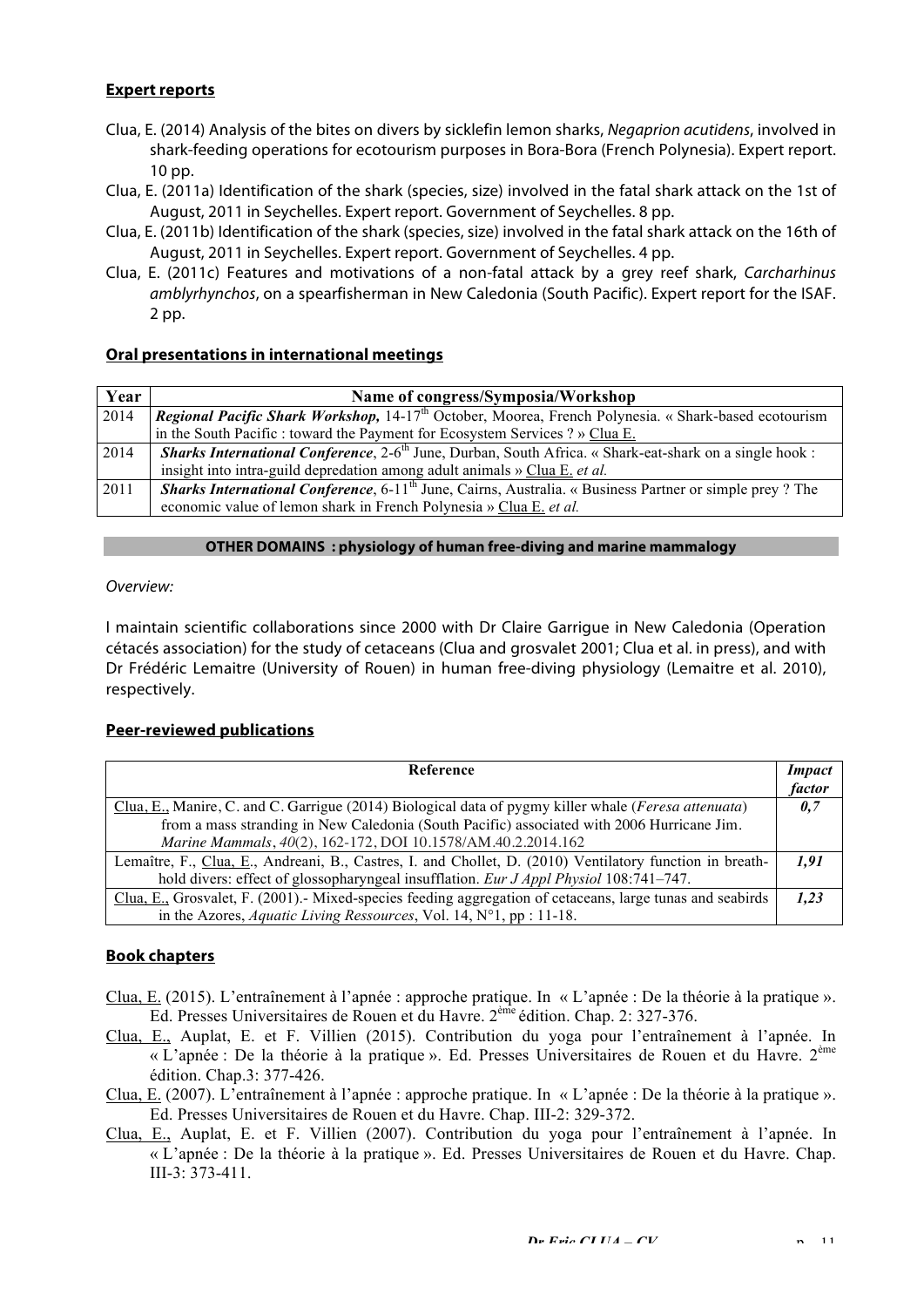## Expert reports

Clua, E. (2014) Analysis of the bites on divers by sicklefin lemon sharks, *Negaprion acutidens*, involved in shark-feeding operations for ecotourism purposes in Bora-Bora (French Polynesia). Expert report. 10 pp.

Clua, E. (2011a) Identification of the shark (species, size) involved in the fatal shark attack on the 1st of August, 2011 in Seychelles. Expert report. Government of Seychelles. 8 pp.

Clua, E. (2011b) Identification of the shark (species, size) involved in the fatal shark attack on the 16th of August, 2011 in Seychelles. Expert report. Government of Seychelles. 4 pp.

Clua, E. (2011c) Features and motivations of a non-fatal attack by a grey reef shark, *Carcharhinus amblyrhynchos*, on a spearfisherman in New Caledonia (South Pacific). Expert report for the ISAF. 2 pp.

## Oral presentations in international meetings

| Year | Name of congress/Symposia/Workshop |
|---|---|
| 2014 | ***Regional Pacific Shark Workshop,*** 14-17th October, Moorea, French Polynesia. « Shark-based ecotourism in the South Pacific : toward the Payment for Ecosystem Services ? » Clua E. |
| 2014 | ***Sharks International Conference***, 2-6th June, Durban, South Africa. « Shark-eat-shark on a single hook : insight into intra-guild depredation among adult animals » Clua E. *et al.* |
| 2011 | ***Sharks International Conference***, 6-11th June, Cairns, Australia. « Business Partner or simple prey ? The economic value of lemon shark in French Polynesia » Clua E. *et al.* |

## OTHER DOMAINS : physiology of human free-diving and marine mammalogy

*Overview:*

I maintain scientific collaborations since 2000 with Dr Claire Garrigue in New Caledonia (Operation cétacés association) for the study of cetaceans (Clua and grosvalet 2001; Clua et al. in press), and with Dr Frédéric Lemaitre (University of Rouen) in human free-diving physiology (Lemaitre et al. 2010), respectively.

## Peer-reviewed publications

| Reference | *Impact factor* |
|---|---|
| Clua, E., Manire, C. and C. Garrigue (2014) Biological data of pygmy killer whale (*Feresa attenuata*) from a mass stranding in New Caledonia (South Pacific) associated with 2006 Hurricane Jim. *Marine Mammals*, *40*(2), 162-172, DOI 10.1578/AM.40.2.2014.162 | ***0,7*** |
| Lemaître, F., Clua, E., Andreani, B., Castres, I. and Chollet, D. (2010) Ventilatory function in breath-hold divers: effect of glossopharyngeal insufflation. *Eur J Appl Physiol* 108:741–747. | ***1,91*** |
| Clua, E., Grosvalet, F. (2001).- Mixed-species feeding aggregation of cetaceans, large tunas and seabirds in the Azores, *Aquatic Living Ressources*, Vol. 14, N°1, pp : 11-18. | ***1,23*** |

## Book chapters

Clua, E. (2015). L'entraînement à l'apnée : approche pratique. In « L'apnée : De la théorie à la pratique ». Ed. Presses Universitaires de Rouen et du Havre. 2ème édition. Chap. 2: 327-376.

Clua, E., Auplat, E. et F. Villien (2015). Contribution du yoga pour l'entraînement à l'apnée. In « L'apnée : De la théorie à la pratique ». Ed. Presses Universitaires de Rouen et du Havre. 2ème édition. Chap.3: 377-426.

Clua, E. (2007). L'entraînement à l'apnée : approche pratique. In « L'apnée : De la théorie à la pratique ». Ed. Presses Universitaires de Rouen et du Havre. Chap. III-2: 329-372.

Clua, E., Auplat, E. et F. Villien (2007). Contribution du yoga pour l'entraînement à l'apnée. In « L'apnée : De la théorie à la pratique ». Ed. Presses Universitaires de Rouen et du Havre. Chap. III-3: 373-411.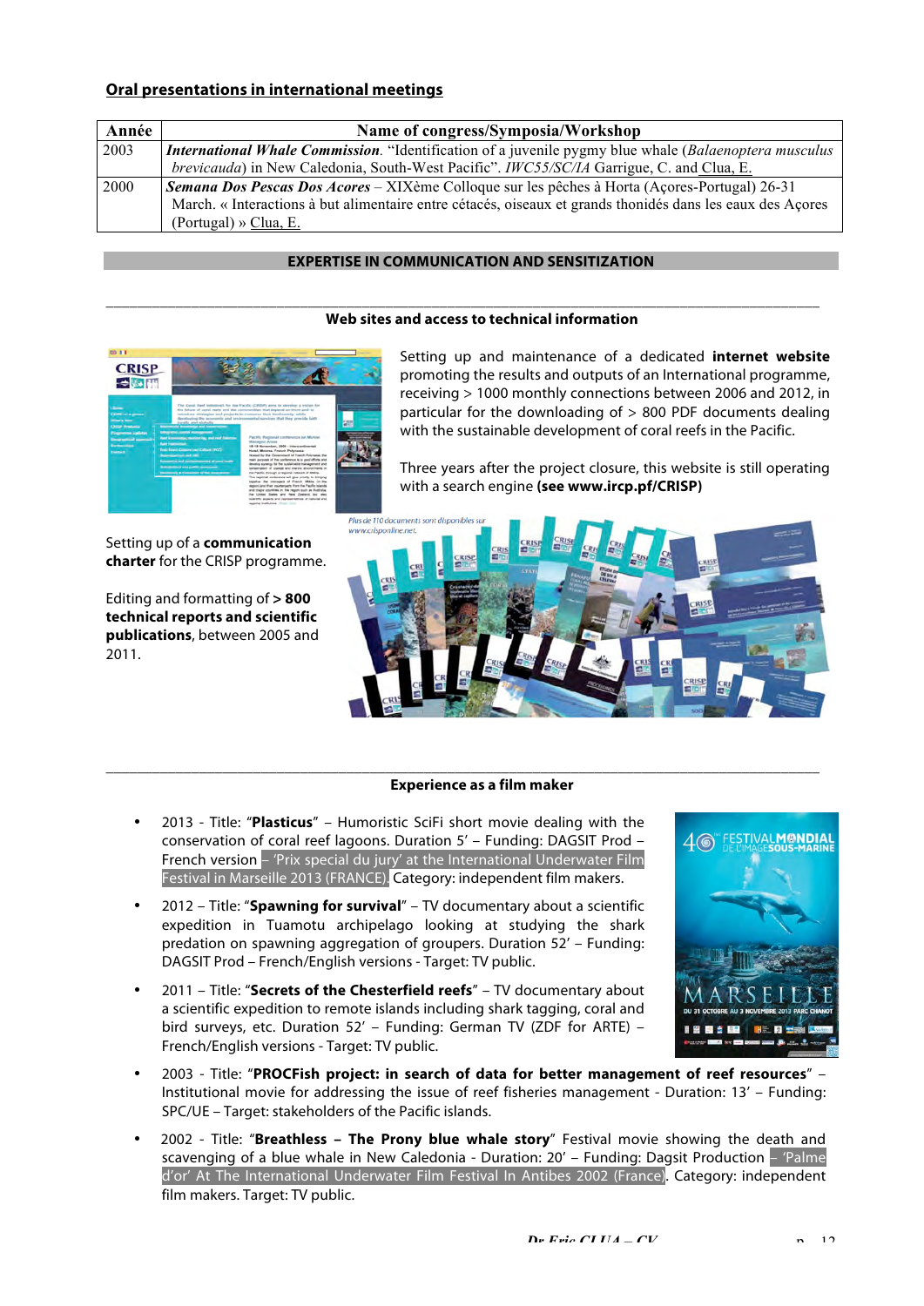## Oral presentations in international meetings

| Année | Name of congress/Symposia/Workshop |
|---|---|
| 2003 | ***International Whale Commission***. "Identification of a juvenile pygmy blue whale (*Balaenoptera musculus brevicauda*) in New Caledonia, South-West Pacific". *IWC55/SC/IA* Garrigue, C. and Clua, E. |
| 2000 | ***Semana Dos Pescas Dos Acores*** – XIXème Colloque sur les pêches à Horta (Açores-Portugal) 26-31 March. « Interactions à but alimentaire entre cétacés, oiseaux et grands thonidés dans les eaux des Açores (Portugal) » Clua, E. |

## EXPERTISE IN COMMUNICATION AND SENSITIZATION

### Web sites and access to technical information

Setting up and maintenance of a dedicated **internet website** promoting the results and outputs of an International programme, receiving > 1000 monthly connections between 2006 and 2012, in particular for the downloading of > 800 PDF documents dealing with the sustainable development of coral reefs in the Pacific.

Three years after the project closure, this website is still operating with a search engine **(see www.ircp.pf/CRISP)**

Setting up of a **communication charter** for the CRISP programme.

Editing and formatting of **> 800 technical reports and scientific publications**, between 2005 and 2011.

### Experience as a film maker

- 2013 - Title: "**Plasticus**" – Humoristic SciFi short movie dealing with the conservation of coral reef lagoons. Duration 5' – Funding: DAGSIT Prod – French version – 'Prix special du jury' at the International Underwater Film Festival in Marseille 2013 (FRANCE). Category: independent film makers.
- 2012 – Title: "**Spawning for survival**" – TV documentary about a scientific expedition in Tuamotu archipelago looking at studying the shark predation on spawning aggregation of groupers. Duration 52' – Funding: DAGSIT Prod – French/English versions - Target: TV public.
- 2011 – Title: "**Secrets of the Chesterfield reefs**" – TV documentary about a scientific expedition to remote islands including shark tagging, coral and bird surveys, etc. Duration 52' – Funding: German TV (ZDF for ARTE) – French/English versions - Target: TV public.
- 2003 - Title: "**PROCFish project: in search of data for better management of reef resources**" – Institutional movie for addressing the issue of reef fisheries management - Duration: 13' – Funding: SPC/UE – Target: stakeholders of the Pacific islands.
- 2002 - Title: "**Breathless – The Prony blue whale story**" Festival movie showing the death and scavenging of a blue whale in New Caledonia - Duration: 20' – Funding: Dagsit Production – 'Palme d'or' At The International Underwater Film Festival In Antibes 2002 (France). Category: independent film makers. Target: TV public.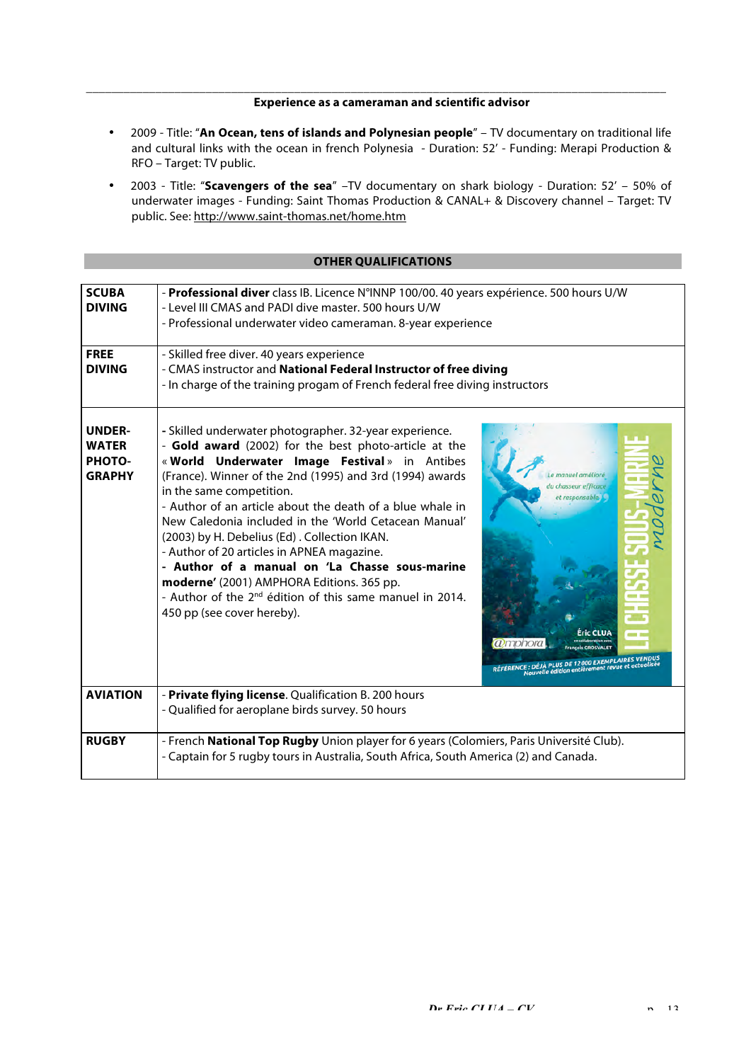---

**Experience as a cameraman and scientific advisor**

- 2009 - Title: "**An Ocean, tens of islands and Polynesian people**" – TV documentary on traditional life and cultural links with the ocean in french Polynesia - Duration: 52' - Funding: Merapi Production & RFO – Target: TV public.
- 2003 - Title: "**Scavengers of the sea**" –TV documentary on shark biology - Duration: 52' – 50% of underwater images - Funding: Saint Thomas Production & CANAL+ & Discovery channel – Target: TV public. See: http://www.saint-thomas.net/home.htm

## OTHER QUALIFICATIONS

| | |
|---|---|
| **SCUBA DIVING** | - **Professional diver** class IB. Licence N°INNP 100/00. 40 years expérience. 500 hours U/W<br>- Level III CMAS and PADI dive master. 500 hours U/W<br>- Professional underwater video cameraman. 8-year experience |
| **FREE DIVING** | - Skilled free diver. 40 years experience<br>- CMAS instructor and **National Federal Instructor of free diving**<br>- In charge of the training progam of French federal free diving instructors |
| **UNDER-WATER PHOTO-GRAPHY** | **-** Skilled underwater photographer. 32-year experience.<br>- **Gold award** (2002) for the best photo-article at the « **World Underwater Image Festival** » in Antibes (France). Winner of the 2nd (1995) and 3rd (1994) awards in the same competition.<br>- Author of an article about the death of a blue whale in New Caledonia included in the 'World Cetacean Manual' (2003) by H. Debelius (Ed) . Collection IKAN.<br>- Author of 20 articles in APNEA magazine.<br>**- Author of a manual on 'La Chasse sous-marine moderne'** (2001) AMPHORA Editions. 365 pp.<br>- Author of the 2nd édition of this same manuel in 2014. 450 pp (see cover hereby). |
| **AVIATION** | - **Private flying license**. Qualification B. 200 hours<br>- Qualified for aeroplane birds survey. 50 hours |
| **RUGBY** | - French **National Top Rugby** Union player for 6 years (Colomiers, Paris Université Club).<br>- Captain for 5 rugby tours in Australia, South Africa, South America (2) and Canada. |